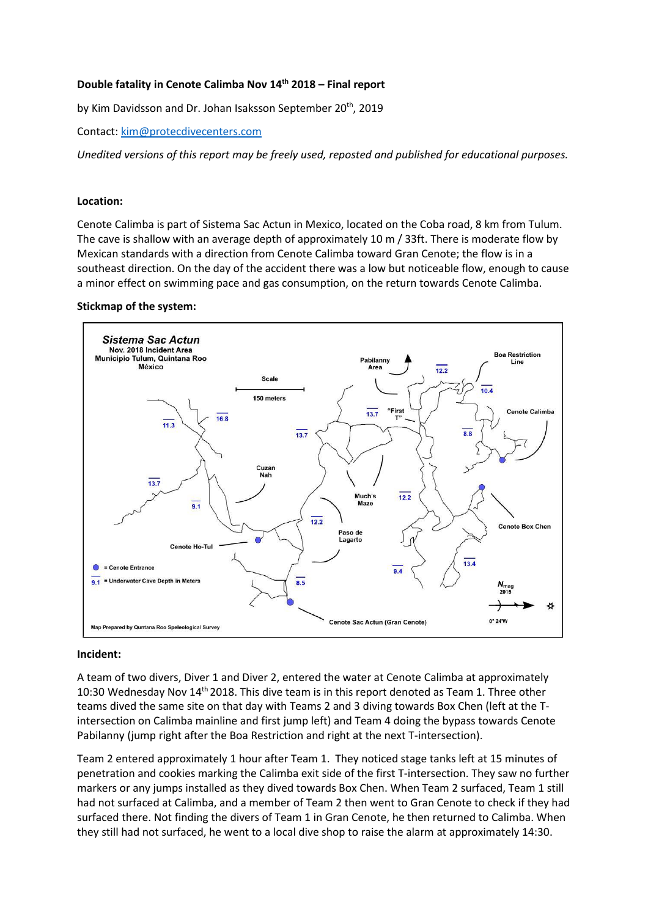**Double fatality in Cenote Calimba Nov 14th 2018 – Final report**

by Kim Davidsson and Dr. Johan Isaksson September 20th, 2019

Contact: kim@protecdivecenters.com

*Unedited versions of this report may be freely used, reposted and published for educational purposes.*

**Location:**

Cenote Calimba is part of Sistema Sac Actun in Mexico, located on the Coba road, 8 km from Tulum. The cave is shallow with an average depth of approximately 10 m / 33ft. There is moderate flow by Mexican standards with a direction from Cenote Calimba toward Gran Cenote; the flow is in a southeast direction. On the day of the accident there was a low but noticeable flow, enough to cause a minor effect on swimming pace and gas consumption, on the return towards Cenote Calimba.

**Stickmap of the system:**

**Incident:**

A team of two divers, Diver 1 and Diver 2, entered the water at Cenote Calimba at approximately 10:30 Wednesday Nov 14th 2018. This dive team is in this report denoted as Team 1. Three other teams dived the same site on that day with Teams 2 and 3 diving towards Box Chen (left at the T-intersection on Calimba mainline and first jump left) and Team 4 doing the bypass towards Cenote Pabilanny (jump right after the Boa Restriction and right at the next T-intersection).

Team 2 entered approximately 1 hour after Team 1. They noticed stage tanks left at 15 minutes of penetration and cookies marking the Calimba exit side of the first T-intersection. They saw no further markers or any jumps installed as they dived towards Box Chen. When Team 2 surfaced, Team 1 still had not surfaced at Calimba, and a member of Team 2 then went to Gran Cenote to check if they had surfaced there. Not finding the divers of Team 1 in Gran Cenote, he then returned to Calimba. When they still had not surfaced, he went to a local dive shop to raise the alarm at approximately 14:30.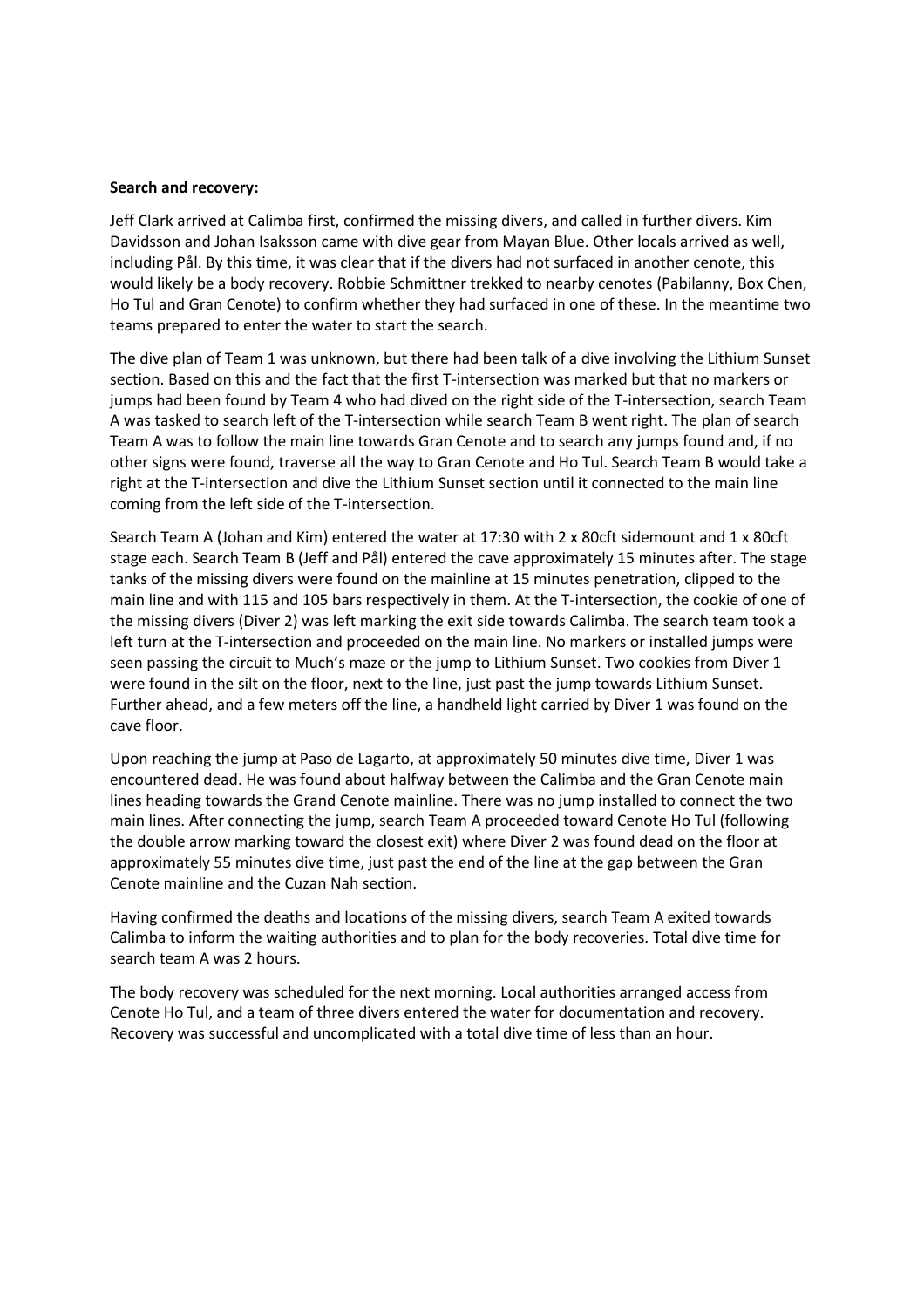**Search and recovery:**

Jeff Clark arrived at Calimba first, confirmed the missing divers, and called in further divers. Kim Davidsson and Johan Isaksson came with dive gear from Mayan Blue. Other locals arrived as well, including Pål. By this time, it was clear that if the divers had not surfaced in another cenote, this would likely be a body recovery. Robbie Schmittner trekked to nearby cenotes (Pabilanny, Box Chen, Ho Tul and Gran Cenote) to confirm whether they had surfaced in one of these. In the meantime two teams prepared to enter the water to start the search.

The dive plan of Team 1 was unknown, but there had been talk of a dive involving the Lithium Sunset section. Based on this and the fact that the first T-intersection was marked but that no markers or jumps had been found by Team 4 who had dived on the right side of the T-intersection, search Team A was tasked to search left of the T-intersection while search Team B went right. The plan of search Team A was to follow the main line towards Gran Cenote and to search any jumps found and, if no other signs were found, traverse all the way to Gran Cenote and Ho Tul. Search Team B would take a right at the T-intersection and dive the Lithium Sunset section until it connected to the main line coming from the left side of the T-intersection.

Search Team A (Johan and Kim) entered the water at 17:30 with 2 x 80cft sidemount and 1 x 80cft stage each. Search Team B (Jeff and Pål) entered the cave approximately 15 minutes after. The stage tanks of the missing divers were found on the mainline at 15 minutes penetration, clipped to the main line and with 115 and 105 bars respectively in them. At the T-intersection, the cookie of one of the missing divers (Diver 2) was left marking the exit side towards Calimba. The search team took a left turn at the T-intersection and proceeded on the main line. No markers or installed jumps were seen passing the circuit to Much's maze or the jump to Lithium Sunset. Two cookies from Diver 1 were found in the silt on the floor, next to the line, just past the jump towards Lithium Sunset. Further ahead, and a few meters off the line, a handheld light carried by Diver 1 was found on the cave floor.

Upon reaching the jump at Paso de Lagarto, at approximately 50 minutes dive time, Diver 1 was encountered dead. He was found about halfway between the Calimba and the Gran Cenote main lines heading towards the Grand Cenote mainline. There was no jump installed to connect the two main lines. After connecting the jump, search Team A proceeded toward Cenote Ho Tul (following the double arrow marking toward the closest exit) where Diver 2 was found dead on the floor at approximately 55 minutes dive time, just past the end of the line at the gap between the Gran Cenote mainline and the Cuzan Nah section.

Having confirmed the deaths and locations of the missing divers, search Team A exited towards Calimba to inform the waiting authorities and to plan for the body recoveries. Total dive time for search team A was 2 hours.

The body recovery was scheduled for the next morning. Local authorities arranged access from Cenote Ho Tul, and a team of three divers entered the water for documentation and recovery. Recovery was successful and uncomplicated with a total dive time of less than an hour.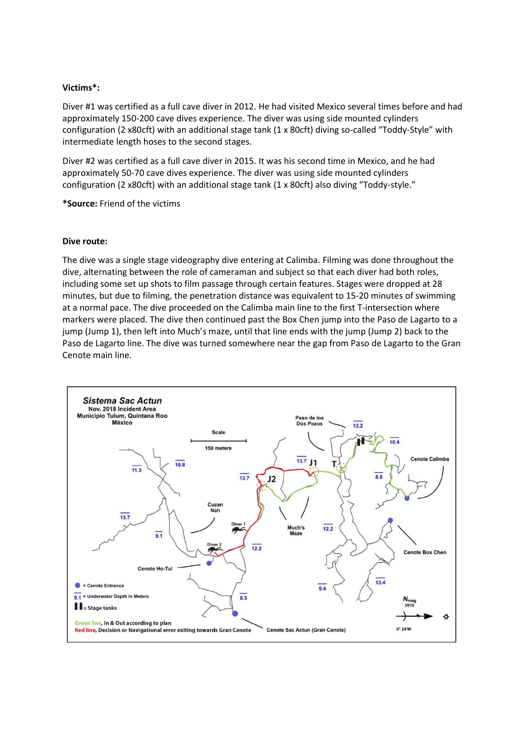**Victims*:**

Diver #1 was certified as a full cave diver in 2012. He had visited Mexico several times before and had approximately 150-200 cave dives experience. The diver was using side mounted cylinders configuration (2 x80cft) with an additional stage tank (1 x 80cft) diving so-called "Toddy-Style" with intermediate length hoses to the second stages.

Diver #2 was certified as a full cave diver in 2015. It was his second time in Mexico, and he had approximately 50-70 cave dives experience. The diver was using side mounted cylinders configuration (2 x80cft) with an additional stage tank (1 x 80cft) also diving "Toddy-style."

***Source:** Friend of the victims

**Dive route:**

The dive was a single stage videography dive entering at Calimba. Filming was done throughout the dive, alternating between the role of cameraman and subject so that each diver had both roles, including some set up shots to film passage through certain features. Stages were dropped at 28 minutes, but due to filming, the penetration distance was equivalent to 15-20 minutes of swimming at a normal pace. The dive proceeded on the Calimba main line to the first T-intersection where markers were placed. The dive then continued past the Box Chen jump into the Paso de Lagarto to a jump (Jump 1), then left into Much's maze, until that line ends with the jump (Jump 2) back to the Paso de Lagarto line. The dive was turned somewhere near the gap from Paso de Lagarto to the Gran Cenote main line.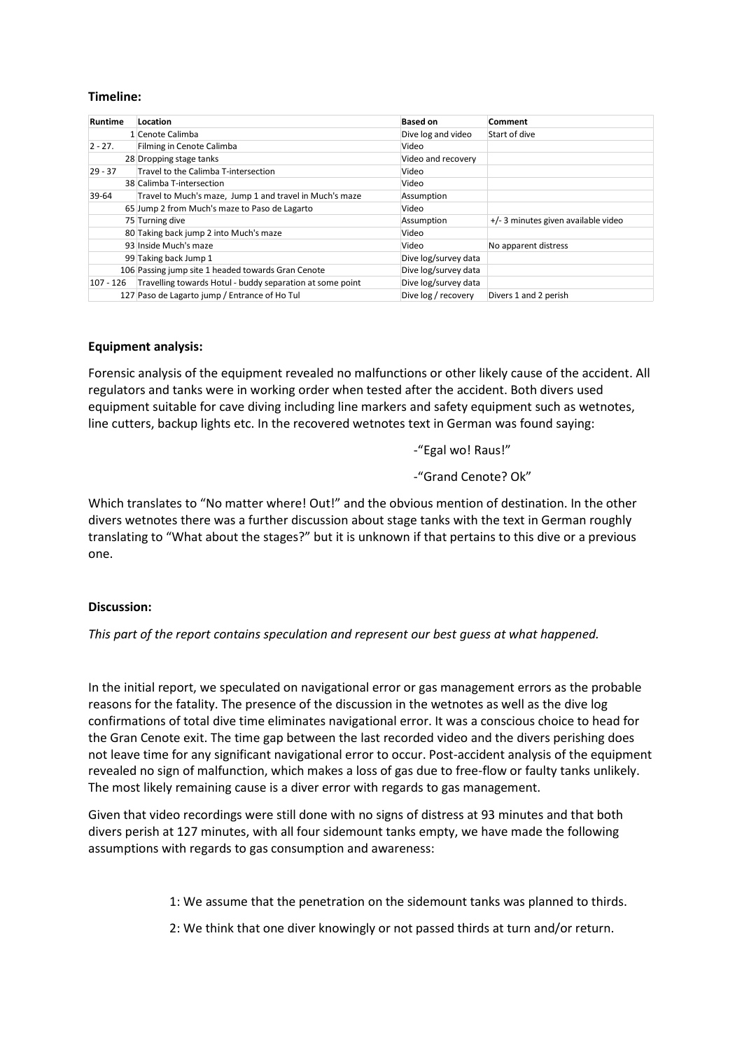**Timeline:**

| Runtime | Location | Based on | Comment |
|---|---|---|---|
| 1 | Cenote Calimba | Dive log and video | Start of dive |
| 2 - 27. | Filming in Cenote Calimba | Video | |
| 28 | Dropping stage tanks | Video and recovery | |
| 29 - 37 | Travel to the Calimba T-intersection | Video | |
| 38 | Calimba T-intersection | Video | |
| 39-64 | Travel to Much's maze, Jump 1 and travel in Much's maze | Assumption | |
| 65 | Jump 2 from Much's maze to Paso de Lagarto | Video | |
| 75 | Turning dive | Assumption | +/- 3 minutes given available video |
| 80 | Taking back jump 2 into Much's maze | Video | |
| 93 | Inside Much's maze | Video | No apparent distress |
| 99 | Taking back Jump 1 | Dive log/survey data | |
| 106 | Passing jump site 1 headed towards Gran Cenote | Dive log/survey data | |
| 107 - 126 | Travelling towards Hotul - buddy separation at some point | Dive log/survey data | |
| 127 | Paso de Lagarto jump / Entrance of Ho Tul | Dive log / recovery | Divers 1 and 2 perish |

**Equipment analysis:**

Forensic analysis of the equipment revealed no malfunctions or other likely cause of the accident. All regulators and tanks were in working order when tested after the accident. Both divers used equipment suitable for cave diving including line markers and safety equipment such as wetnotes, line cutters, backup lights etc. In the recovered wetnotes text in German was found saying:

-"Egal wo! Raus!"

-"Grand Cenote? Ok"

Which translates to "No matter where! Out!" and the obvious mention of destination. In the other divers wetnotes there was a further discussion about stage tanks with the text in German roughly translating to "What about the stages?" but it is unknown if that pertains to this dive or a previous one.

**Discussion:**

*This part of the report contains speculation and represent our best guess at what happened.*

In the initial report, we speculated on navigational error or gas management errors as the probable reasons for the fatality. The presence of the discussion in the wetnotes as well as the dive log confirmations of total dive time eliminates navigational error. It was a conscious choice to head for the Gran Cenote exit. The time gap between the last recorded video and the divers perishing does not leave time for any significant navigational error to occur. Post-accident analysis of the equipment revealed no sign of malfunction, which makes a loss of gas due to free-flow or faulty tanks unlikely. The most likely remaining cause is a diver error with regards to gas management.

Given that video recordings were still done with no signs of distress at 93 minutes and that both divers perish at 127 minutes, with all four sidemount tanks empty, we have made the following assumptions with regards to gas consumption and awareness:

1: We assume that the penetration on the sidemount tanks was planned to thirds.

2: We think that one diver knowingly or not passed thirds at turn and/or return.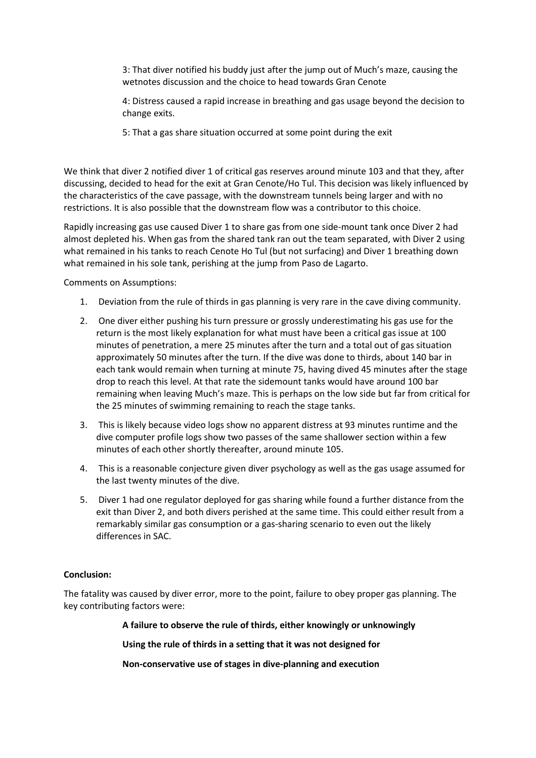3: That diver notified his buddy just after the jump out of Much's maze, causing the wetnotes discussion and the choice to head towards Gran Cenote

4: Distress caused a rapid increase in breathing and gas usage beyond the decision to change exits.

5: That a gas share situation occurred at some point during the exit

We think that diver 2 notified diver 1 of critical gas reserves around minute 103 and that they, after discussing, decided to head for the exit at Gran Cenote/Ho Tul. This decision was likely influenced by the characteristics of the cave passage, with the downstream tunnels being larger and with no restrictions. It is also possible that the downstream flow was a contributor to this choice.

Rapidly increasing gas use caused Diver 1 to share gas from one side-mount tank once Diver 2 had almost depleted his. When gas from the shared tank ran out the team separated, with Diver 2 using what remained in his tanks to reach Cenote Ho Tul (but not surfacing) and Diver 1 breathing down what remained in his sole tank, perishing at the jump from Paso de Lagarto.

Comments on Assumptions:

1. Deviation from the rule of thirds in gas planning is very rare in the cave diving community.
2. One diver either pushing his turn pressure or grossly underestimating his gas use for the return is the most likely explanation for what must have been a critical gas issue at 100 minutes of penetration, a mere 25 minutes after the turn and a total out of gas situation approximately 50 minutes after the turn. If the dive was done to thirds, about 140 bar in each tank would remain when turning at minute 75, having dived 45 minutes after the stage drop to reach this level. At that rate the sidemount tanks would have around 100 bar remaining when leaving Much's maze. This is perhaps on the low side but far from critical for the 25 minutes of swimming remaining to reach the stage tanks.
3. This is likely because video logs show no apparent distress at 93 minutes runtime and the dive computer profile logs show two passes of the same shallower section within a few minutes of each other shortly thereafter, around minute 105.
4. This is a reasonable conjecture given diver psychology as well as the gas usage assumed for the last twenty minutes of the dive.
5. Diver 1 had one regulator deployed for gas sharing while found a further distance from the exit than Diver 2, and both divers perished at the same time. This could either result from a remarkably similar gas consumption or a gas-sharing scenario to even out the likely differences in SAC.

**Conclusion:**

The fatality was caused by diver error, more to the point, failure to obey proper gas planning. The key contributing factors were:

**A failure to observe the rule of thirds, either knowingly or unknowingly**

**Using the rule of thirds in a setting that it was not designed for**

**Non-conservative use of stages in dive-planning and execution**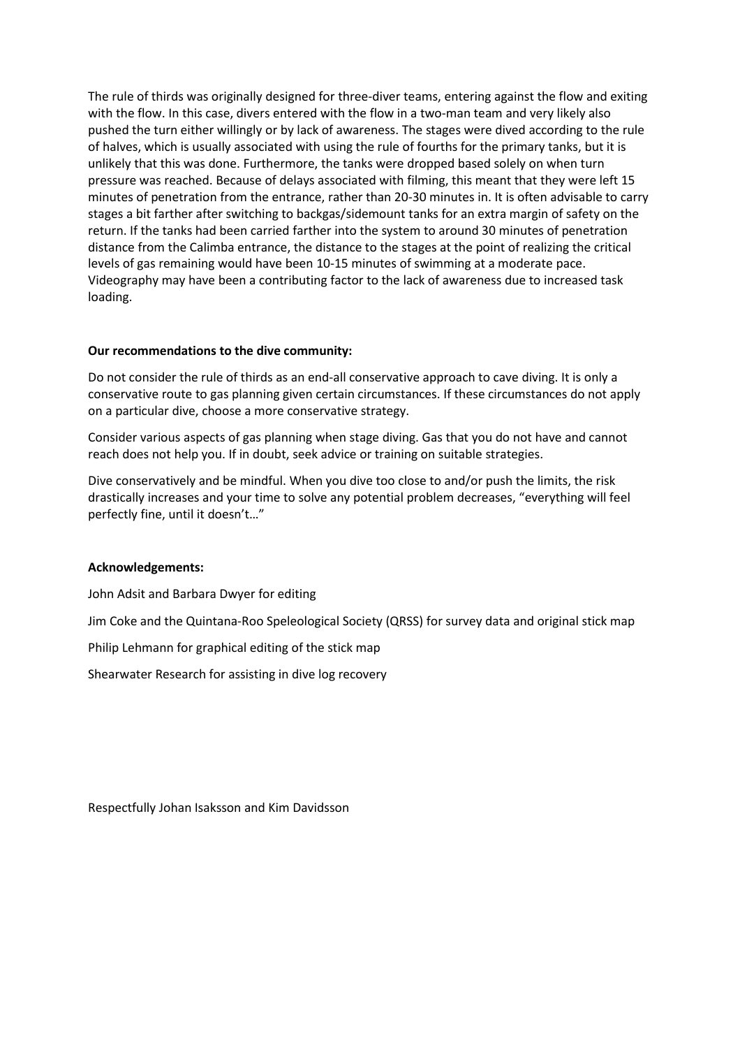The rule of thirds was originally designed for three-diver teams, entering against the flow and exiting with the flow. In this case, divers entered with the flow in a two-man team and very likely also pushed the turn either willingly or by lack of awareness. The stages were dived according to the rule of halves, which is usually associated with using the rule of fourths for the primary tanks, but it is unlikely that this was done. Furthermore, the tanks were dropped based solely on when turn pressure was reached. Because of delays associated with filming, this meant that they were left 15 minutes of penetration from the entrance, rather than 20-30 minutes in. It is often advisable to carry stages a bit farther after switching to backgas/sidemount tanks for an extra margin of safety on the return. If the tanks had been carried farther into the system to around 30 minutes of penetration distance from the Calimba entrance, the distance to the stages at the point of realizing the critical levels of gas remaining would have been 10-15 minutes of swimming at a moderate pace. Videography may have been a contributing factor to the lack of awareness due to increased task loading.

**Our recommendations to the dive community:**

Do not consider the rule of thirds as an end-all conservative approach to cave diving. It is only a conservative route to gas planning given certain circumstances. If these circumstances do not apply on a particular dive, choose a more conservative strategy.

Consider various aspects of gas planning when stage diving. Gas that you do not have and cannot reach does not help you. If in doubt, seek advice or training on suitable strategies.

Dive conservatively and be mindful. When you dive too close to and/or push the limits, the risk drastically increases and your time to solve any potential problem decreases, "everything will feel perfectly fine, until it doesn't…"

**Acknowledgements:**

John Adsit and Barbara Dwyer for editing

Jim Coke and the Quintana-Roo Speleological Society (QRSS) for survey data and original stick map

Philip Lehmann for graphical editing of the stick map

Shearwater Research for assisting in dive log recovery

Respectfully Johan Isaksson and Kim Davidsson